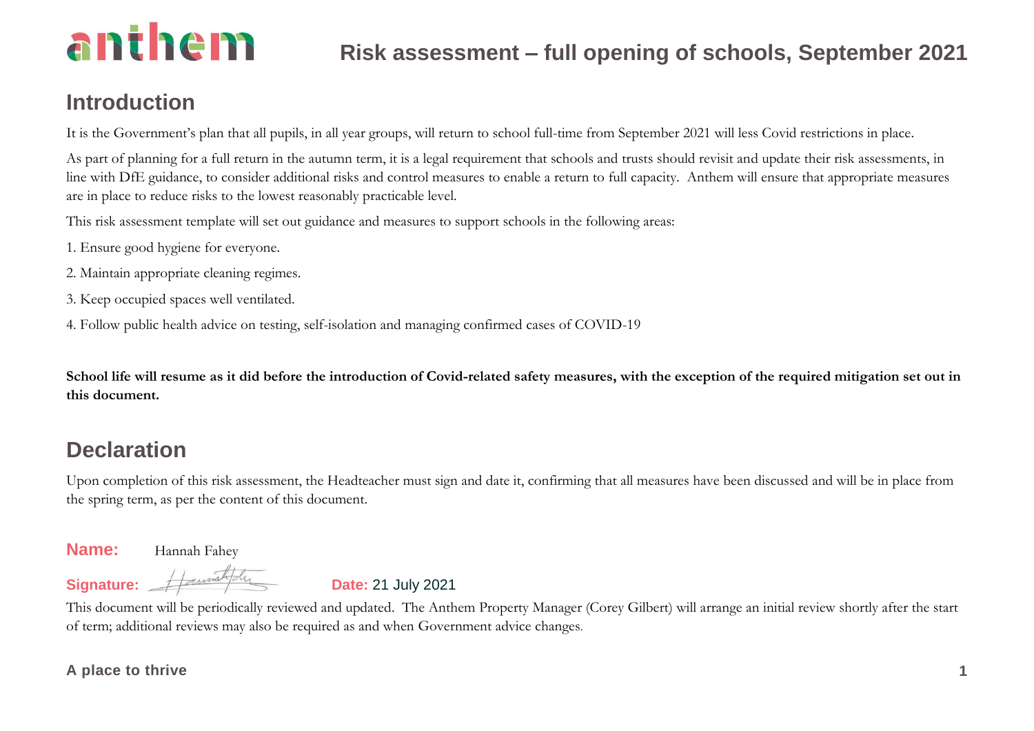# Risk assessment – full opening of schools, September 2021

## Introduction

It is the Government's plan that all pupils, in all year groups, will return to school full-time from September 2021 will less Covid restrictions in place.

As part of planning for a full return in the autumn term, it is a legal requirement that schools and trusts should revisit and update their risk assessments, in line with DfE guidance, to consider additional risks and control measures to enable a return to full capacity. Anthem will ensure that appropriate measures are in place to reduce risks to the lowest reasonably practicable level.

This risk assessment template will set out guidance and measures to support schools in the following areas:

1. Ensure good hygiene for everyone.
2. Maintain appropriate cleaning regimes.
3. Keep occupied spaces well ventilated.
4. Follow public health advice on testing, self-isolation and managing confirmed cases of COVID-19

**School life will resume as it did before the introduction of Covid-related safety measures, with the exception of the required mitigation set out in this document.**

## Declaration

Upon completion of this risk assessment, the Headteacher must sign and date it, confirming that all measures have been discussed and will be in place from the spring term, as per the content of this document.

**Name:** Hannah Fahey

**Signature:** [signature] **Date:** 21 July 2021

This document will be periodically reviewed and updated. The Anthem Property Manager (Corey Gilbert) will arrange an initial review shortly after the start of term; additional reviews may also be required as and when Government advice changes.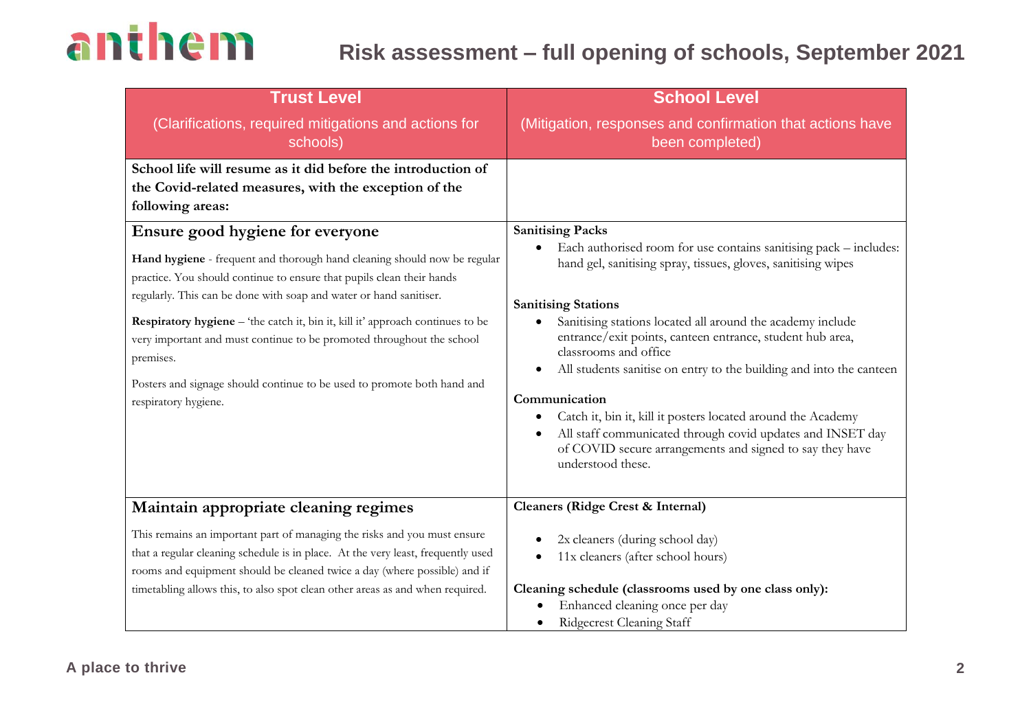# Risk assessment – full opening of schools, September 2021

| Trust Level<br>(Clarifications, required mitigations and actions for schools) | School Level<br>(Mitigation, responses and confirmation that actions have been completed) |
|---|---|
| **School life will resume as it did before the introduction of the Covid-related measures, with the exception of the following areas:** | |
| **Ensure good hygiene for everyone**<br><br>**Hand hygiene** - frequent and thorough hand cleaning should now be regular practice. You should continue to ensure that pupils clean their hands regularly. This can be done with soap and water or hand sanitiser.<br><br>**Respiratory hygiene** – 'the catch it, bin it, kill it' approach continues to be very important and must continue to be promoted throughout the school premises.<br><br>Posters and signage should continue to be used to promote both hand and respiratory hygiene. | **Sanitising Packs**<br>• Each authorised room for use contains sanitising pack – includes: hand gel, sanitising spray, tissues, gloves, sanitising wipes<br><br>**Sanitising Stations**<br>• Sanitising stations located all around the academy include entrance/exit points, canteen entrance, student hub area, classrooms and office<br>• All students sanitise on entry to the building and into the canteen<br><br>**Communication**<br>• Catch it, bin it, kill it posters located around the Academy<br>• All staff communicated through covid updates and INSET day of COVID secure arrangements and signed to say they have understood these. |
| **Maintain appropriate cleaning regimes**<br><br>This remains an important part of managing the risks and you must ensure that a regular cleaning schedule is in place. At the very least, frequently used rooms and equipment should be cleaned twice a day (where possible) and if timetabling allows this, to also spot clean other areas as and when required. | **Cleaners (Ridge Crest & Internal)**<br>• 2x cleaners (during school day)<br>• 11x cleaners (after school hours)<br><br>**Cleaning schedule (classrooms used by one class only):**<br>• Enhanced cleaning once per day<br>• Ridgecrest Cleaning Staff |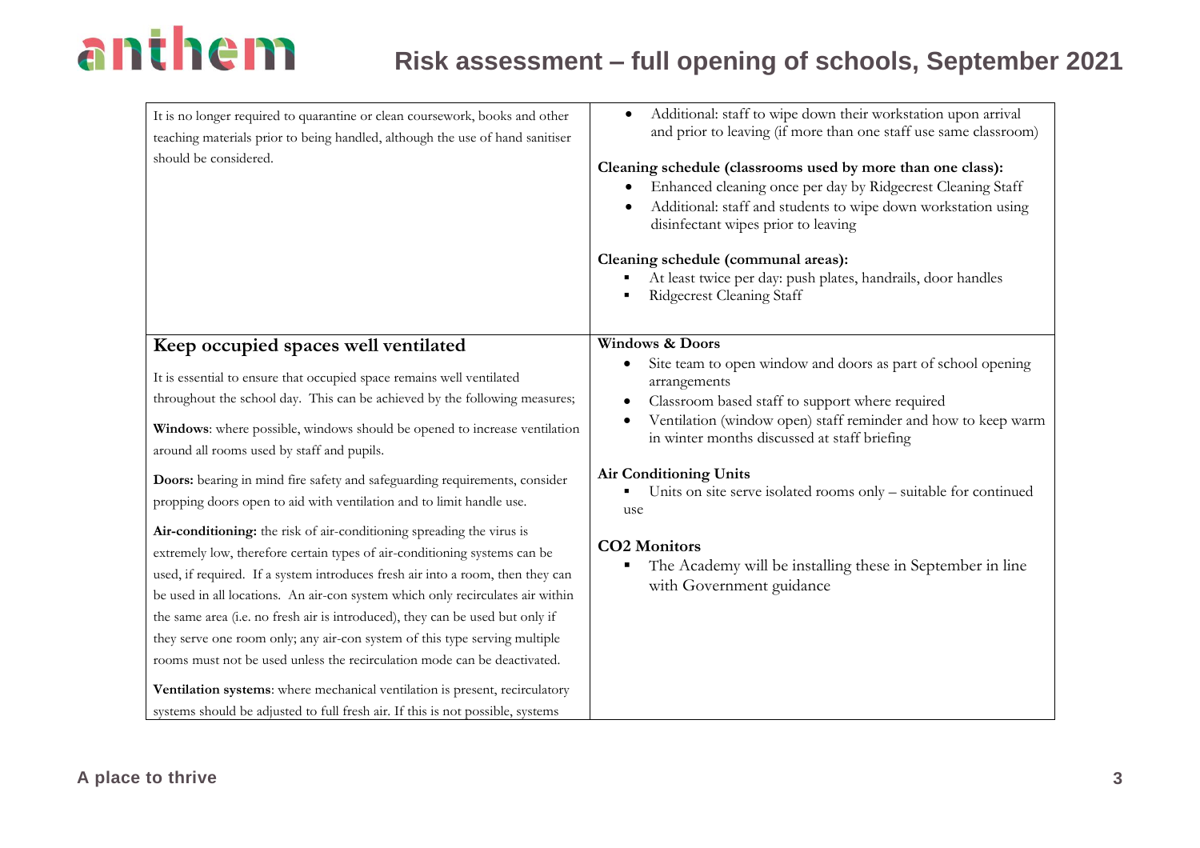| | |
|---|---|
| It is no longer required to quarantine or clean coursework, books and other teaching materials prior to being handled, although the use of hand sanitiser should be considered. | • Additional: staff to wipe down their workstation upon arrival and prior to leaving (if more than one staff use same classroom)<br><br>**Cleaning schedule (classrooms used by more than one class):**<br>• Enhanced cleaning once per day by Ridgecrest Cleaning Staff<br>• Additional: staff and students to wipe down workstation using disinfectant wipes prior to leaving<br><br>**Cleaning schedule (communal areas):**<br>▪ At least twice per day: push plates, handrails, door handles<br>▪ Ridgecrest Cleaning Staff |
| **Keep occupied spaces well ventilated**<br><br>It is essential to ensure that occupied space remains well ventilated throughout the school day. This can be achieved by the following measures;<br><br>**Windows**: where possible, windows should be opened to increase ventilation around all rooms used by staff and pupils.<br><br>**Doors:** bearing in mind fire safety and safeguarding requirements, consider propping doors open to aid with ventilation and to limit handle use.<br><br>**Air-conditioning:** the risk of air-conditioning spreading the virus is extremely low, therefore certain types of air-conditioning systems can be used, if required. If a system introduces fresh air into a room, then they can be used in all locations. An air-con system which only recirculates air within the same area (i.e. no fresh air is introduced), they can be used but only if they serve one room only; any air-con system of this type serving multiple rooms must not be used unless the recirculation mode can be deactivated.<br><br>**Ventilation systems**: where mechanical ventilation is present, recirculatory systems should be adjusted to full fresh air. If this is not possible, systems | **Windows & Doors**<br>• Site team to open window and doors as part of school opening arrangements<br>• Classroom based staff to support where required<br>• Ventilation (window open) staff reminder and how to keep warm in winter months discussed at staff briefing<br><br>**Air Conditioning Units**<br>▪ Units on site serve isolated rooms only – suitable for continued use<br><br>**CO2 Monitors**<br>▪ The Academy will be installing these in September in line with Government guidance |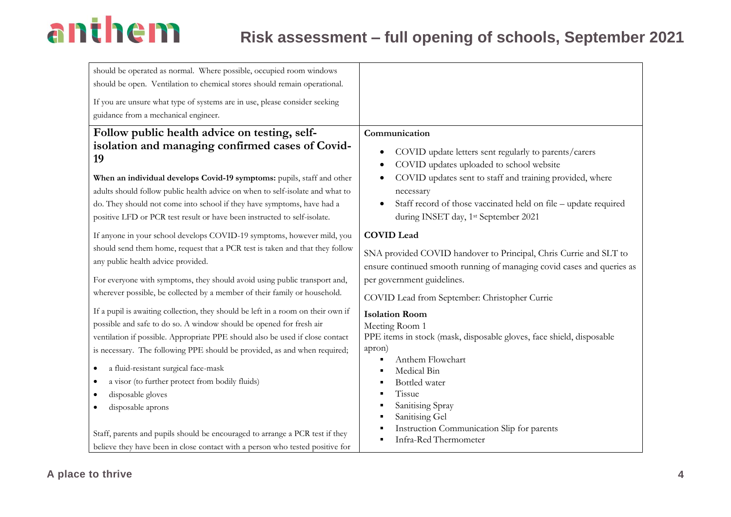| | |
|---|---|
| should be operated as normal. Where possible, occupied room windows should be open. Ventilation to chemical stores should remain operational.<br><br>If you are unsure what type of systems are in use, please consider seeking guidance from a mechanical engineer. | |
| **Follow public health advice on testing, self-isolation and managing confirmed cases of Covid-19**<br><br>**When an individual develops Covid-19 symptoms:** pupils, staff and other adults should follow public health advice on when to self-isolate and what to do. They should not come into school if they have symptoms, have had a positive LFD or PCR test result or have been instructed to self-isolate.<br><br>If anyone in your school develops COVID-19 symptoms, however mild, you should send them home, request that a PCR test is taken and that they follow any public health advice provided.<br><br>For everyone with symptoms, they should avoid using public transport and, wherever possible, be collected by a member of their family or household.<br><br>If a pupil is awaiting collection, they should be left in a room on their own if possible and safe to do so. A window should be opened for fresh air ventilation if possible. Appropriate PPE should also be used if close contact is necessary. The following PPE should be provided, as and when required;<br><br>• a fluid-resistant surgical face-mask<br>• a visor (to further protect from bodily fluids)<br>• disposable gloves<br>• disposable aprons<br><br>Staff, parents and pupils should be encouraged to arrange a PCR test if they believe they have been in close contact with a person who tested positive for | **Communication**<br><br>• COVID update letters sent regularly to parents/carers<br>• COVID updates uploaded to school website<br>• COVID updates sent to staff and training provided, where necessary<br>• Staff record of those vaccinated held on file – update required during INSET day, 1st September 2021<br><br>**COVID Lead**<br><br>SNA provided COVID handover to Principal, Chris Currie and SLT to ensure continued smooth running of managing covid cases and queries as per government guidelines.<br><br>COVID Lead from September: Christopher Currie<br><br>**Isolation Room**<br>Meeting Room 1<br>PPE items in stock (mask, disposable gloves, face shield, disposable apron)<br>▪ Anthem Flowchart<br>▪ Medical Bin<br>▪ Bottled water<br>▪ Tissue<br>▪ Sanitising Spray<br>▪ Sanitising Gel<br>▪ Instruction Communication Slip for parents<br>▪ Infra-Red Thermometer |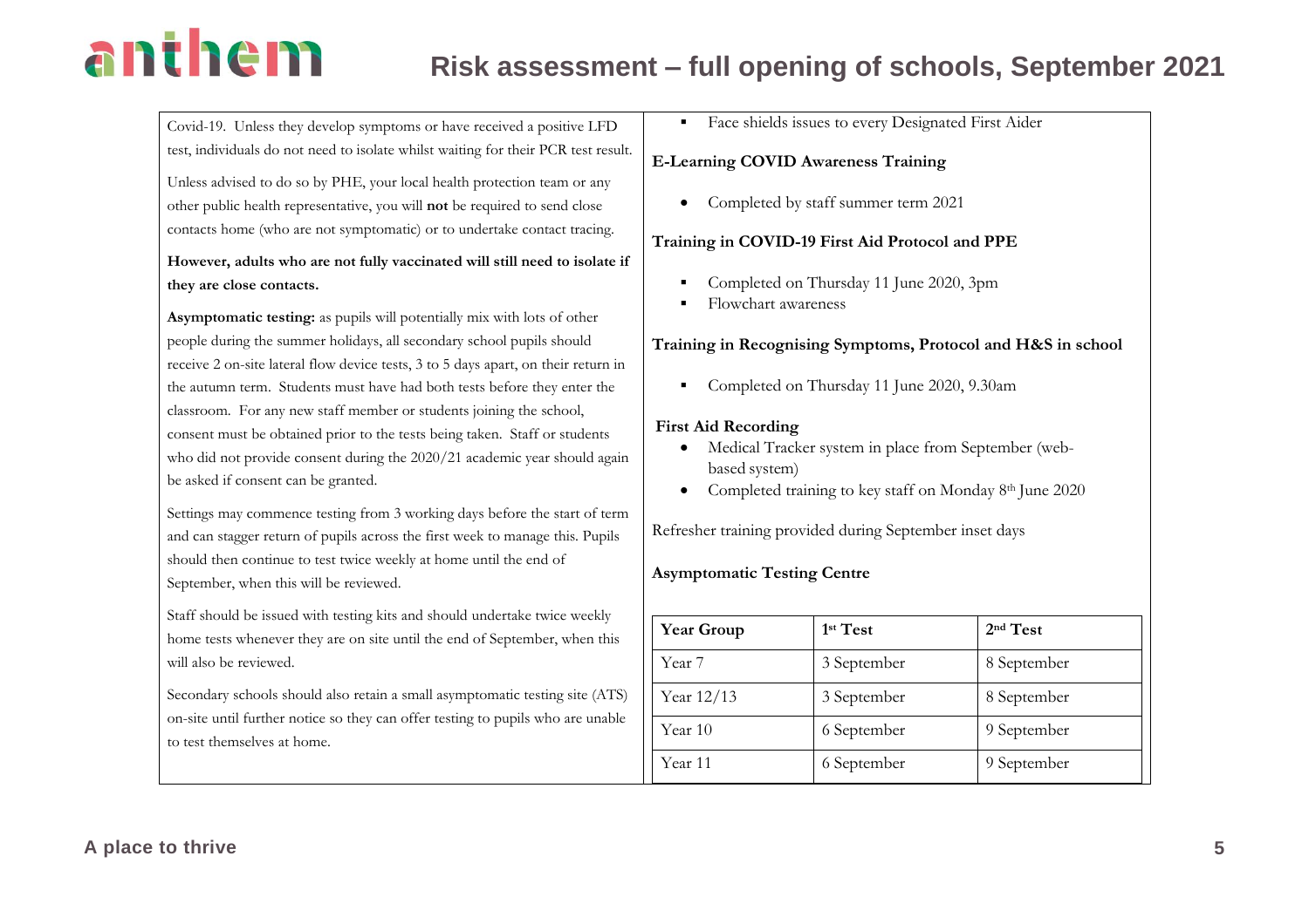Covid-19. Unless they develop symptoms or have received a positive LFD test, individuals do not need to isolate whilst waiting for their PCR test result.

Unless advised to do so by PHE, your local health protection team or any other public health representative, you will **not** be required to send close contacts home (who are not symptomatic) or to undertake contact tracing.

**However, adults who are not fully vaccinated will still need to isolate if they are close contacts.**

**Asymptomatic testing:** as pupils will potentially mix with lots of other people during the summer holidays, all secondary school pupils should receive 2 on-site lateral flow device tests, 3 to 5 days apart, on their return in the autumn term. Students must have had both tests before they enter the classroom. For any new staff member or students joining the school, consent must be obtained prior to the tests being taken. Staff or students who did not provide consent during the 2020/21 academic year should again be asked if consent can be granted.

Settings may commence testing from 3 working days before the start of term and can stagger return of pupils across the first week to manage this. Pupils should then continue to test twice weekly at home until the end of September, when this will be reviewed.

Staff should be issued with testing kits and should undertake twice weekly home tests whenever they are on site until the end of September, when this will also be reviewed.

Secondary schools should also retain a small asymptomatic testing site (ATS) on-site until further notice so they can offer testing to pupils who are unable to test themselves at home.

- Face shields issues to every Designated First Aider

**E-Learning COVID Awareness Training**

- Completed by staff summer term 2021

**Training in COVID-19 First Aid Protocol and PPE**

- Completed on Thursday 11 June 2020, 3pm
- Flowchart awareness

**Training in Recognising Symptoms, Protocol and H&S in school**

- Completed on Thursday 11 June 2020, 9.30am

**First Aid Recording**

- Medical Tracker system in place from September (web-based system)
- Completed training to key staff on Monday 8th June 2020

Refresher training provided during September inset days

**Asymptomatic Testing Centre**

| Year Group | 1st Test | 2nd Test |
|---|---|---|
| Year 7 | 3 September | 8 September |
| Year 12/13 | 3 September | 8 September |
| Year 10 | 6 September | 9 September |
| Year 11 | 6 September | 9 September |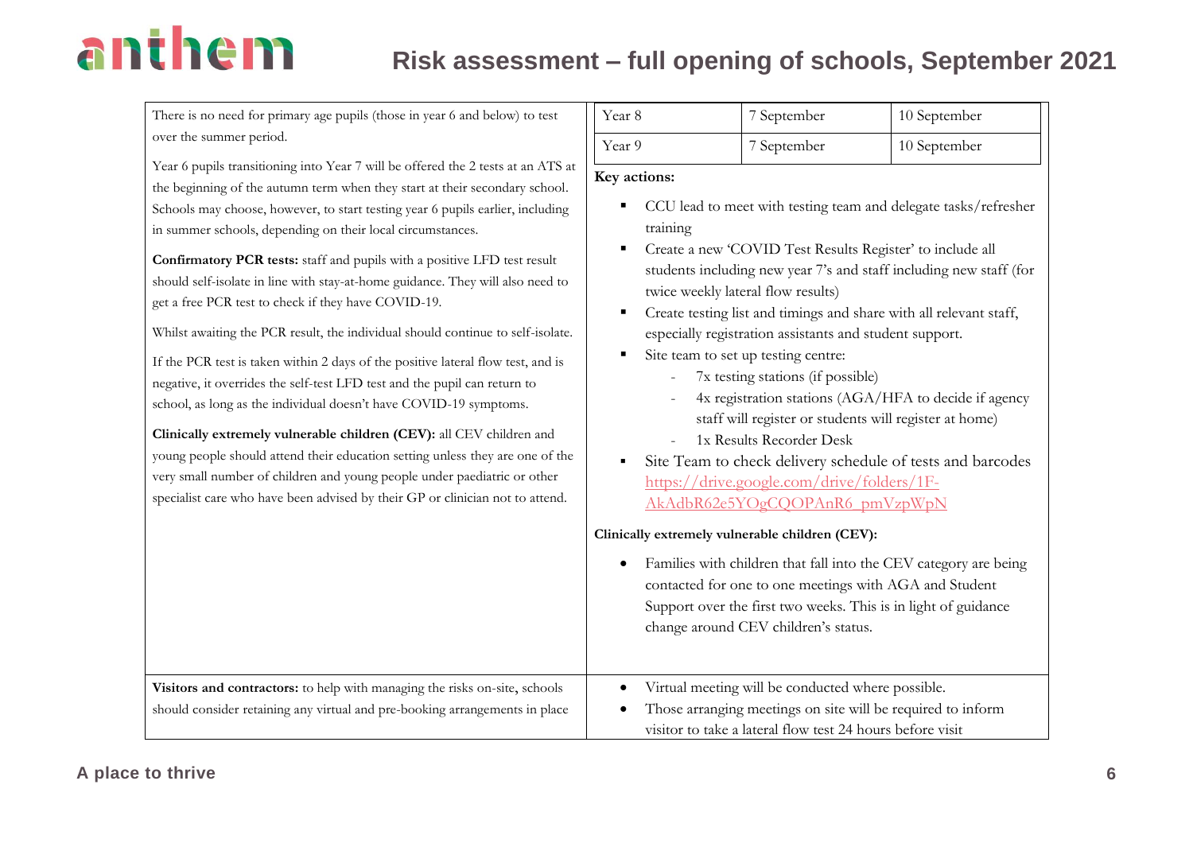| | |
|---|---|
| There is no need for primary age pupils (those in year 6 and below) to test over the summer period.<br><br>Year 6 pupils transitioning into Year 7 will be offered the 2 tests at an ATS at the beginning of the autumn term when they start at their secondary school. Schools may choose, however, to start testing year 6 pupils earlier, including in summer schools, depending on their local circumstances.<br><br>**Confirmatory PCR tests:** staff and pupils with a positive LFD test result should self-isolate in line with stay-at-home guidance. They will also need to get a free PCR test to check if they have COVID-19.<br><br>Whilst awaiting the PCR result, the individual should continue to self-isolate.<br><br>If the PCR test is taken within 2 days of the positive lateral flow test, and is negative, it overrides the self-test LFD test and the pupil can return to school, as long as the individual doesn't have COVID-19 symptoms.<br><br>**Clinically extremely vulnerable children (CEV):** all CEV children and young people should attend their education setting unless they are one of the very small number of children and young people under paediatric or other specialist care who have been advised by their GP or clinician not to attend. | Year 8 — 7 September — 10 September<br>Year 9 — 7 September — 10 September<br><br>**Key actions:**<br>▪ CCU lead to meet with testing team and delegate tasks/refresher training<br>▪ Create a new 'COVID Test Results Register' to include all students including new year 7's and staff including new staff (for twice weekly lateral flow results)<br>▪ Create testing list and timings and share with all relevant staff, especially registration assistants and student support.<br>▪ Site team to set up testing centre:<br>&nbsp;&nbsp;- 7x testing stations (if possible)<br>&nbsp;&nbsp;- 4x registration stations (AGA/HFA to decide if agency staff will register or students will register at home)<br>&nbsp;&nbsp;- 1x Results Recorder Desk<br>▪ Site Team to check delivery schedule of tests and barcodes https://drive.google.com/drive/folders/1F-AkAdbR62e5YOgCQOPAnR6_pmVzpWpN<br><br>**Clinically extremely vulnerable children (CEV):**<br>• Families with children that fall into the CEV category are being contacted for one to one meetings with AGA and Student Support over the first two weeks. This is in light of guidance change around CEV children's status. |
| **Visitors and contractors:** to help with managing the risks on-site, schools should consider retaining any virtual and pre-booking arrangements in place | • Virtual meeting will be conducted where possible.<br>• Those arranging meetings on site will be required to inform visitor to take a lateral flow test 24 hours before visit |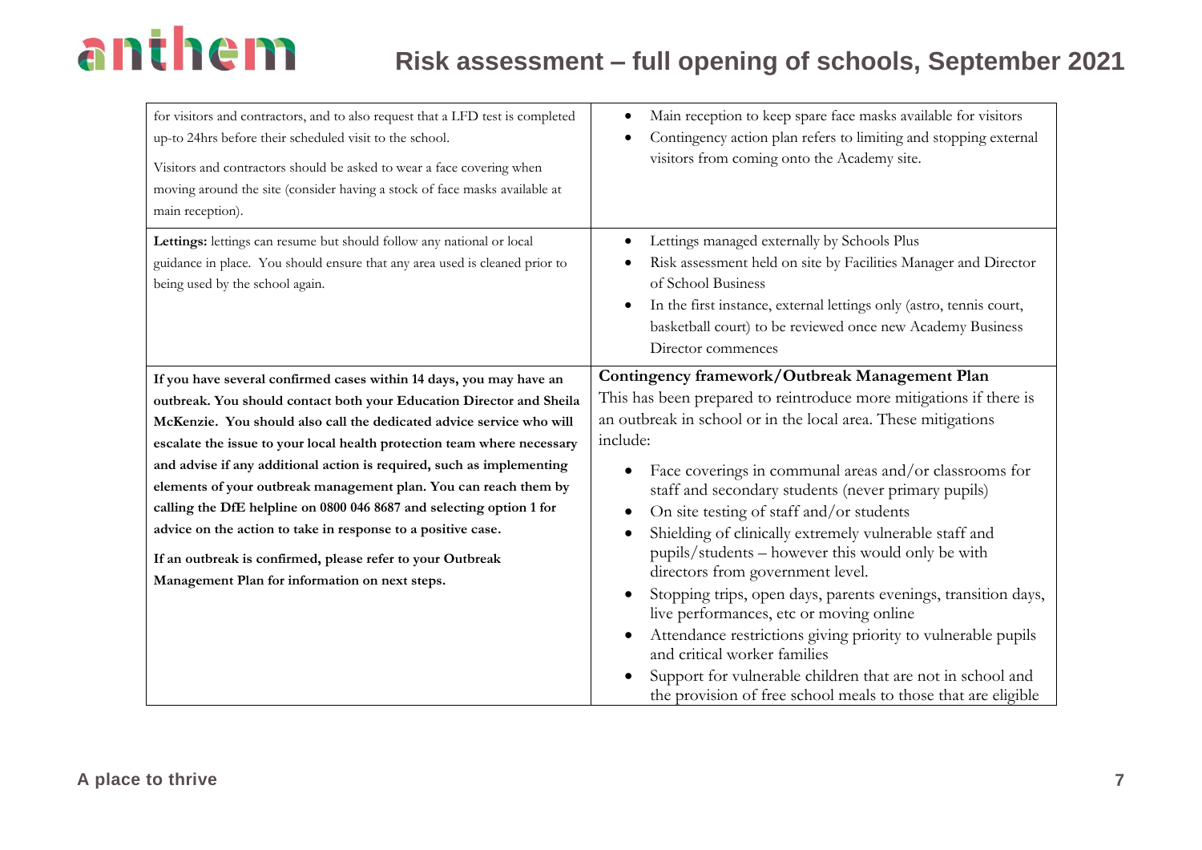| | |
|---|---|
| for visitors and contractors, and to also request that a LFD test is completed up-to 24hrs before their scheduled visit to the school.<br><br>Visitors and contractors should be asked to wear a face covering when moving around the site (consider having a stock of face masks available at main reception). | • Main reception to keep spare face masks available for visitors<br>• Contingency action plan refers to limiting and stopping external visitors from coming onto the Academy site. |
| **Lettings:** lettings can resume but should follow any national or local guidance in place. You should ensure that any area used is cleaned prior to being used by the school again. | • Lettings managed externally by Schools Plus<br>• Risk assessment held on site by Facilities Manager and Director of School Business<br>• In the first instance, external lettings only (astro, tennis court, basketball court) to be reviewed once new Academy Business Director commences |
| **If you have several confirmed cases within 14 days, you may have an outbreak. You should contact both your Education Director and Sheila McKenzie. You should also call the dedicated advice service who will escalate the issue to your local health protection team where necessary and advise if any additional action is required, such as implementing elements of your outbreak management plan. You can reach them by calling the DfE helpline on 0800 046 8687 and selecting option 1 for advice on the action to take in response to a positive case.**<br><br>**If an outbreak is confirmed, please refer to your Outbreak Management Plan for information on next steps.** | **Contingency framework/Outbreak Management Plan**<br>This has been prepared to reintroduce more mitigations if there is an outbreak in school or in the local area. These mitigations include:<br><br>• Face coverings in communal areas and/or classrooms for staff and secondary students (never primary pupils)<br>• On site testing of staff and/or students<br>• Shielding of clinically extremely vulnerable staff and pupils/students – however this would only be with directors from government level.<br>• Stopping trips, open days, parents evenings, transition days, live performances, etc or moving online<br>• Attendance restrictions giving priority to vulnerable pupils and critical worker families<br>• Support for vulnerable children that are not in school and the provision of free school meals to those that are eligible |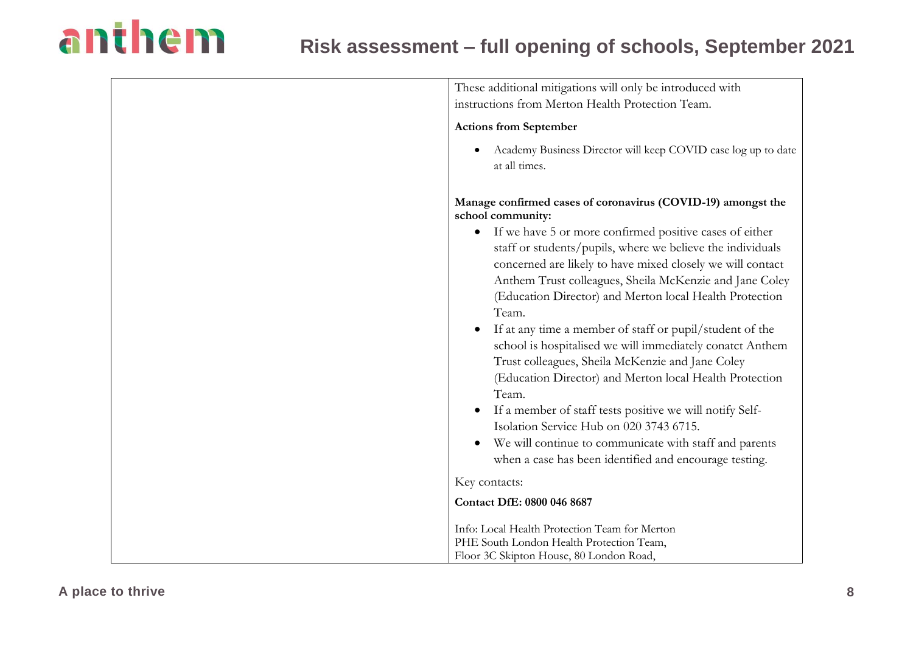| | |
|---|---|
| | These additional mitigations will only be introduced with instructions from Merton Health Protection Team.<br><br>**Actions from September**<br><br>• Academy Business Director will keep COVID case log up to date at all times.<br><br>**Manage confirmed cases of coronavirus (COVID-19) amongst the school community:**<br><br>• If we have 5 or more confirmed positive cases of either staff or students/pupils, where we believe the individuals concerned are likely to have mixed closely we will contact Anthem Trust colleagues, Sheila McKenzie and Jane Coley (Education Director) and Merton local Health Protection Team.<br>• If at any time a member of staff or pupil/student of the school is hospitalised we will immediately conatct Anthem Trust colleagues, Sheila McKenzie and Jane Coley (Education Director) and Merton local Health Protection Team.<br>• If a member of staff tests positive we will notify Self-Isolation Service Hub on 020 3743 6715.<br>• We will continue to communicate with staff and parents when a case has been identified and encourage testing.<br><br>Key contacts:<br><br>**Contact DfE: 0800 046 8687**<br><br>Info: Local Health Protection Team for Merton<br>PHE South London Health Protection Team,<br>Floor 3C Skipton House, 80 London Road, |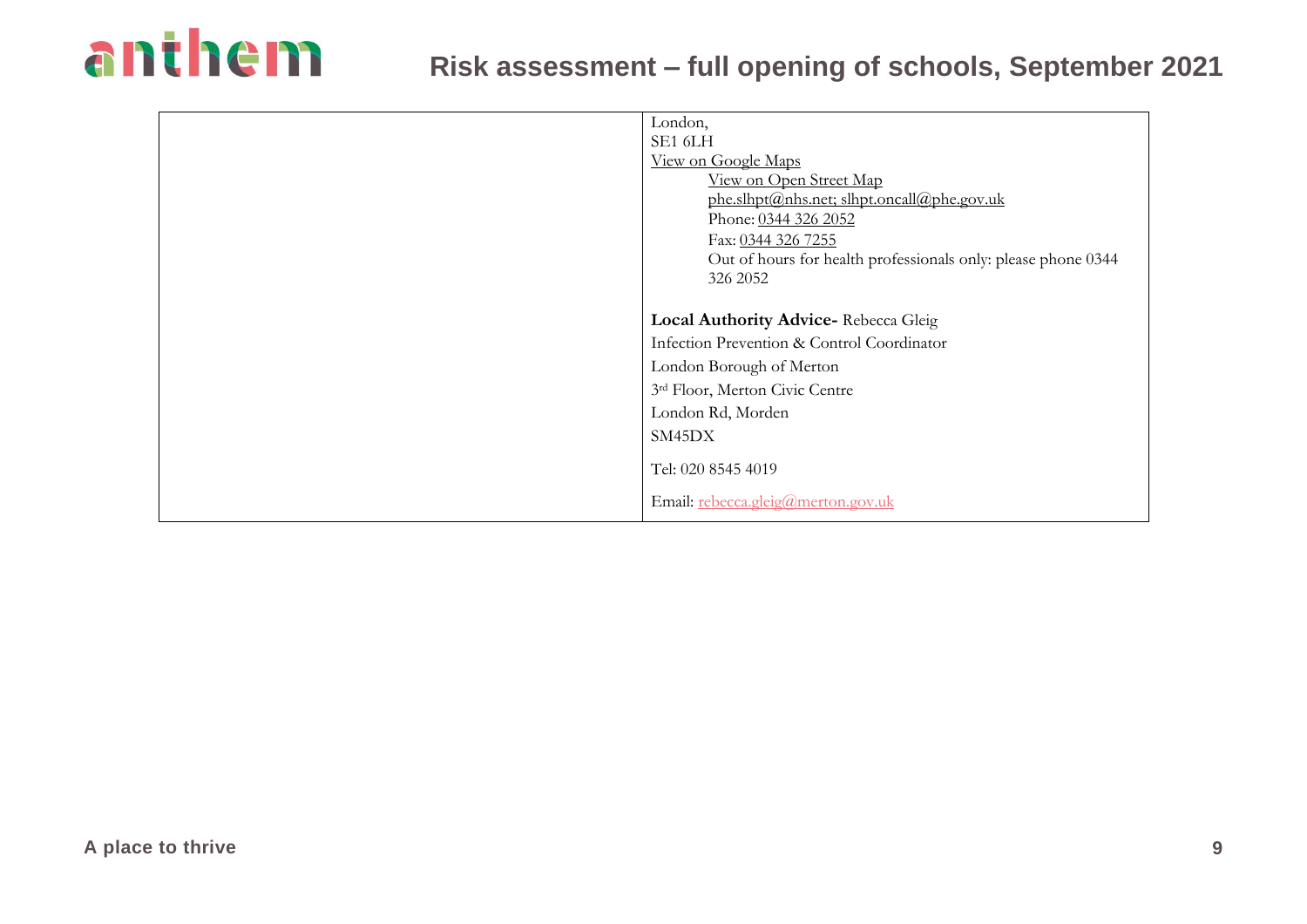| | |
|---|---|
| | London,<br>SE1 6LH<br>View on Google Maps<br>View on Open Street Map<br>phe.slhpt@nhs.net; slhpt.oncall@phe.gov.uk<br>Phone: 0344 326 2052<br>Fax: 0344 326 7255<br>Out of hours for health professionals only: please phone 0344 326 2052<br><br>**Local Authority Advice-** Rebecca Gleig<br>Infection Prevention & Control Coordinator<br>London Borough of Merton<br>3rd Floor, Merton Civic Centre<br>London Rd, Morden<br>SM45DX<br><br>Tel: 020 8545 4019<br><br>Email: rebecca.gleig@merton.gov.uk |